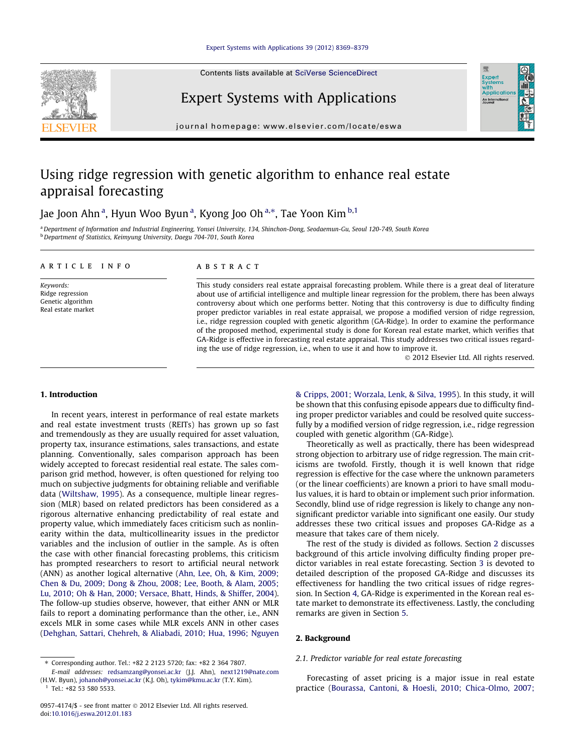# Using ridge regression with genetic algorithm to enhance real estate appraisal forecasting

Jae Joon Ahn [a], Hyun Woo Byun [a], Kyong Joo Oh [a,*], Tae Yoon Kim [b,1]

[a] Department of Information and Industrial Engineering, Yonsei University, 134, Shinchon-Dong, Seodaemun-Gu, Seoul 120-749, South Korea
[b] Department of Statistics, Keimyung University, Daegu 704-701, South Korea

## ARTICLE INFO

*Keywords:*
Ridge regression
Genetic algorithm
Real estate market

## ABSTRACT

This study considers real estate appraisal forecasting problem. While there is a great deal of literature about use of artificial intelligence and multiple linear regression for the problem, there has been always controversy about which one performs better. Noting that this controversy is due to difficulty finding proper predictor variables in real estate appraisal, we propose a modified version of ridge regression, i.e., ridge regression coupled with genetic algorithm (GA-Ridge). In order to examine the performance of the proposed method, experimental study is done for Korean real estate market, which verifies that GA-Ridge is effective in forecasting real estate appraisal. This study addresses two critical issues regarding the use of ridge regression, i.e., when to use it and how to improve it.

© 2012 Elsevier Ltd. All rights reserved.

## 1. Introduction

In recent years, interest in performance of real estate markets and real estate investment trusts (REITs) has grown up so fast and tremendously as they are usually required for asset valuation, property tax, insurance estimations, sales transactions, and estate planning. Conventionally, sales comparison approach has been widely accepted to forecast residential real estate. The sales comparison grid method, however, is often questioned for relying too much on subjective judgments for obtaining reliable and verifiable data (Wiltshaw, 1995). As a consequence, multiple linear regression (MLR) based on related predictors has been considered as a rigorous alternative enhancing predictability of real estate and property value, which immediately faces criticism such as nonlinearity within the data, multicollinearity issues in the predictor variables and the inclusion of outlier in the sample. As is often the case with other financial forecasting problems, this criticism has prompted researchers to resort to artificial neural network (ANN) as another logical alternative (Ahn, Lee, Oh, & Kim, 2009; Chen & Du, 2009; Dong & Zhou, 2008; Lee, Booth, & Alam, 2005; Lu, 2010; Oh & Han, 2000; Versace, Bhatt, Hinds, & Shiffer, 2004). The follow-up studies observe, however, that either ANN or MLR fails to report a dominating performance than the other, i.e., ANN excels MLR in some cases while MLR excels ANN in other cases (Dehghan, Sattari, Chehreh, & Aliabadi, 2010; Hua, 1996; Nguyen & Cripps, 2001; Worzala, Lenk, & Silva, 1995). In this study, it will be shown that this confusing episode appears due to difficulty finding proper predictor variables and could be resolved quite successfully by a modified version of ridge regression, i.e., ridge regression coupled with genetic algorithm (GA-Ridge).

Theoretically as well as practically, there has been widespread strong objection to arbitrary use of ridge regression. The main criticisms are twofold. Firstly, though it is well known that ridge regression is effective for the case where the unknown parameters (or the linear coefficients) are known a priori to have small modulus values, it is hard to obtain or implement such prior information. Secondly, blind use of ridge regression is likely to change any non-significant predictor variable into significant one easily. Our study addresses these two critical issues and proposes GA-Ridge as a measure that takes care of them nicely.

The rest of the study is divided as follows. Section 2 discusses background of this article involving difficulty finding proper predictor variables in real estate forecasting. Section 3 is devoted to detailed description of the proposed GA-Ridge and discusses its effectiveness for handling the two critical issues of ridge regression. In Section 4, GA-Ridge is experimented in the Korean real estate market to demonstrate its effectiveness. Lastly, the concluding remarks are given in Section 5.

## 2. Background

### 2.1. Predictor variable for real estate forecasting

Forecasting of asset pricing is a major issue in real estate practice (Bourassa, Cantoni, & Hoesli, 2010; Chica-Olmo, 2007;

---

\* Corresponding author. Tel.: +82 2 2123 5720; fax: +82 2 364 7807.
*E-mail addresses:* redsamzang@yonsei.ac.kr (J.J. Ahn), next1219@nate.com (H.W. Byun), johanoh@yonsei.ac.kr (K.J. Oh), tykim@kmu.ac.kr (T.Y. Kim).
[1] Tel.: +82 53 580 5533.

0957-4174/$ - see front matter © 2012 Elsevier Ltd. All rights reserved.
doi:10.1016/j.eswa.2012.01.183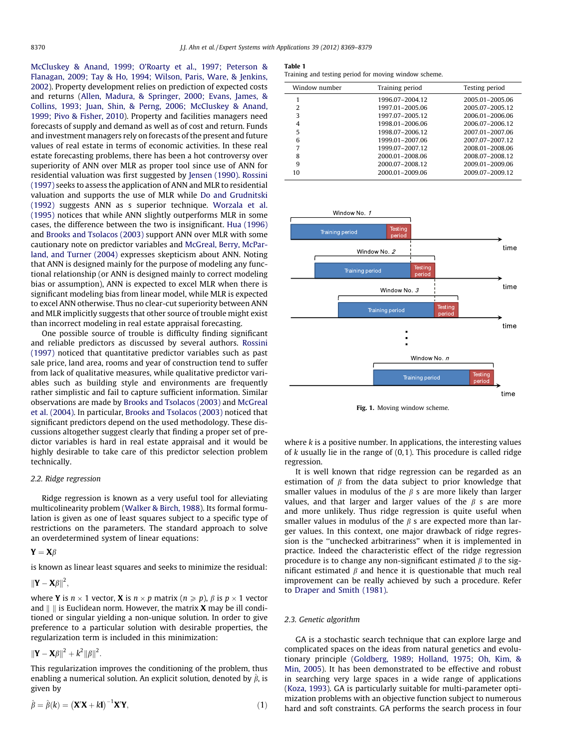McCluskey & Anand, 1999; O'Roarty et al., 1997; Peterson & Flanagan, 2009; Tay & Ho, 1994; Wilson, Paris, Ware, & Jenkins, 2002). Property development relies on prediction of expected costs and returns (Allen, Madura, & Springer, 2000; Evans, James, & Collins, 1993; Juan, Shin, & Perng, 2006; McCluskey & Anand, 1999; Pivo & Fisher, 2010). Property and facilities managers need forecasts of supply and demand as well as of cost and return. Funds and investment managers rely on forecasts of the present and future values of real estate in terms of economic activities. In these real estate forecasting problems, there has been a hot controversy over superiority of ANN over MLR as proper tool since use of ANN for residential valuation was first suggested by Jensen (1990). Rossini (1997) seeks to assess the application of ANN and MLR to residential valuation and supports the use of MLR while Do and Grudnitski (1992) suggests ANN as s superior technique. Worzala et al. (1995) notices that while ANN slightly outperforms MLR in some cases, the difference between the two is insignificant. Hua (1996) and Brooks and Tsolacos (2003) support ANN over MLR with some cautionary note on predictor variables and McGreal, Berry, McParland, and Turner (2004) expresses skepticism about ANN. Noting that ANN is designed mainly for the purpose of modeling any functional relationship (or ANN is designed mainly to correct modeling bias or assumption), ANN is expected to excel MLR when there is significant modeling bias from linear model, while MLR is expected to excel ANN otherwise. Thus no clear-cut superiority between ANN and MLR implicitly suggests that other source of trouble might exist than incorrect modeling in real estate appraisal forecasting.

One possible source of trouble is difficulty finding significant and reliable predictors as discussed by several authors. Rossini (1997) noticed that quantitative predictor variables such as past sale price, land area, rooms and year of construction tend to suffer from lack of qualitative measures, while qualitative predictor variables such as building style and environments are frequently rather simplistic and fail to capture sufficient information. Similar observations are made by Brooks and Tsolacos (2003) and McGreal et al. (2004). In particular, Brooks and Tsolacos (2003) noticed that significant predictors depend on the used methodology. These discussions altogether suggest clearly that finding a proper set of predictor variables is hard in real estate appraisal and it would be highly desirable to take care of this predictor selection problem technically.

### 2.2. Ridge regression

Ridge regression is known as a very useful tool for alleviating multicolinearity problem (Walker & Birch, 1988). Its formal formulation is given as one of least squares subject to a specific type of restrictions on the parameters. The standard approach to solve an overdetermined system of linear equations:

$$\mathbf{Y} = \mathbf{X}\beta$$

is known as linear least squares and seeks to minimize the residual:

$$\|\mathbf{Y} - \mathbf{X}\beta\|^2,$$

where $\mathbf{Y}$ is $n \times 1$ vector, $\mathbf{X}$ is $n \times p$ matrix ($n \geqslant p$), $\beta$ is $p \times 1$ vector and $\| \ \|$ is Euclidean norm. However, the matrix $\mathbf{X}$ may be ill conditioned or singular yielding a non-unique solution. In order to give preference to a particular solution with desirable properties, the regularization term is included in this minimization:

$$\|\mathbf{Y} - \mathbf{X}\beta\|^2 + k^2\|\beta\|^2.$$

This regularization improves the conditioning of the problem, thus enabling a numerical solution. An explicit solution, denoted by $\hat{\beta}$, is given by

$$\hat{\beta} = \hat{\beta}(k) = (\mathbf{X}'\mathbf{X} + k\mathbf{I})^{-1}\mathbf{X}'\mathbf{Y}, \tag{1}$$

where $k$ is a positive number. In applications, the interesting values of $k$ usually lie in the range of (0,1). This procedure is called ridge regression.

It is well known that ridge regression can be regarded as an estimation of $\beta$ from the data subject to prior knowledge that smaller values in modulus of the $\beta$ s are more likely than larger values, and that larger and larger values of the $\beta$ s are more and more unlikely. Thus ridge regression is quite useful when smaller values in modulus of the $\beta$ s are expected more than larger values. In this context, one major drawback of ridge regression is the "unchecked arbitrariness" when it is implemented in practice. Indeed the characteristic effect of the ridge regression procedure is to change any non-significant estimated $\beta$ to the significant estimated $\beta$ and hence it is questionable that much real improvement can be really achieved by such a procedure. Refer to Draper and Smith (1981).

**Table 1**
Training and testing period for moving window scheme.

| Window number | Training period | Testing period |
|---|---|---|
| 1 | 1996.01–2004.12 | 2005.01–2005.06 |
| 2 | 1997.01–2005.06 | 2005.07–2005.12 |
| 3 | 1997.07–2005.12 | 2006.01–2006.06 |
| 4 | 1998.01–2006.06 | 2006.07–2006.12 |
| 5 | 1998.07–2006.12 | 2007.01–2007.06 |
| 6 | 1999.01–2007.06 | 2007.07–2007.12 |
| 7 | 1999.07–2007.12 | 2008.01–2008.06 |
| 8 | 2000.01–2008.06 | 2008.07–2008.12 |
| 9 | 2000.07–2008.12 | 2009.01–2009.06 |
| 10 | 2000.01–2009.06 | 2009.07–2009.12 |

**Fig. 1.** Moving window scheme.

### 2.3. Genetic algorithm

GA is a stochastic search technique that can explore large and complicated spaces on the ideas from natural genetics and evolutionary principle (Goldberg, 1989; Holland, 1975; Oh, Kim, & Min, 2005). It has been demonstrated to be effective and robust in searching very large spaces in a wide range of applications (Koza, 1993). GA is particularly suitable for multi-parameter optimization problems with an objective function subject to numerous hard and soft constraints. GA performs the search process in four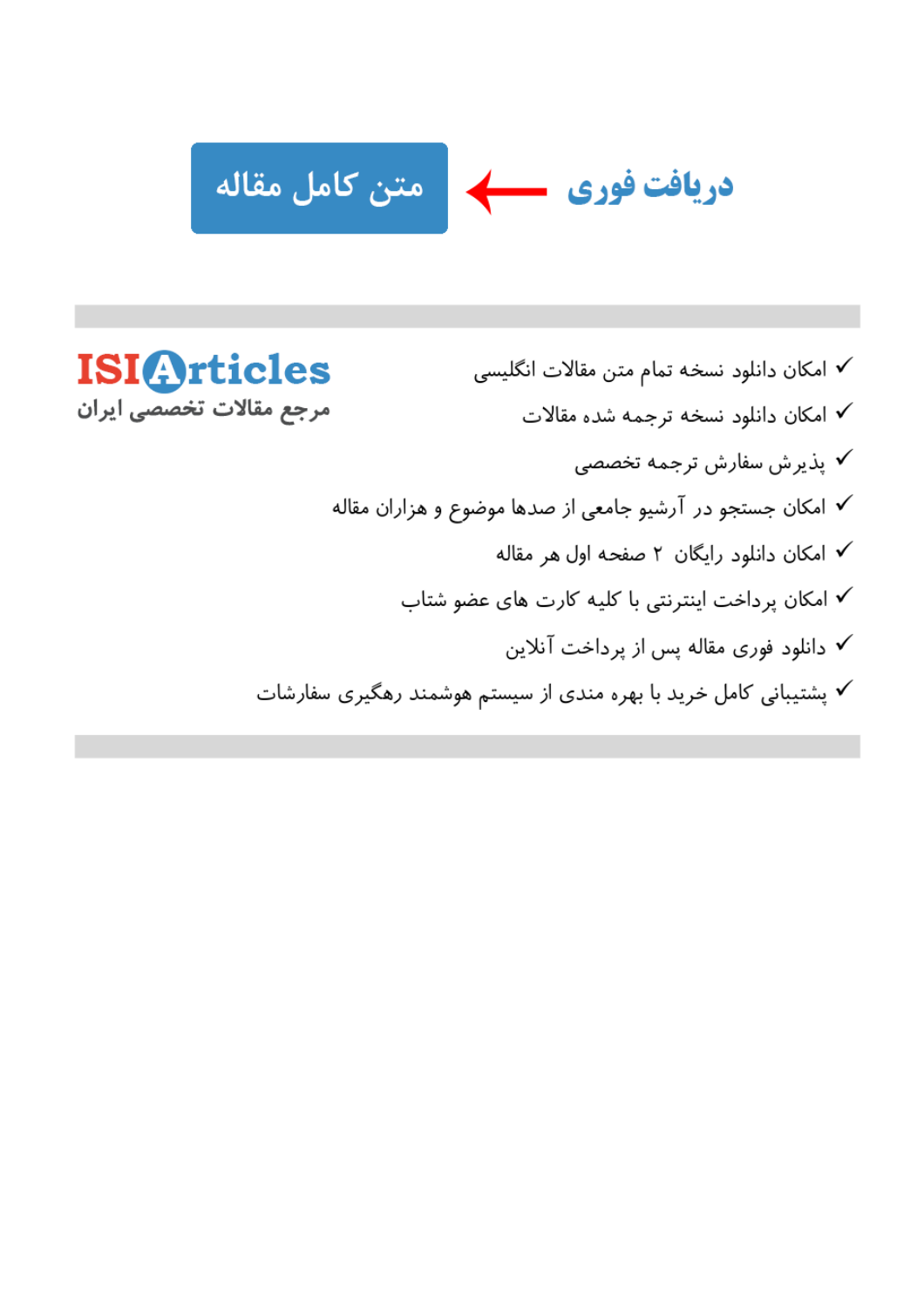دریافت فوری ← متن کامل مقاله

ISIArticles
مرجع مقالات تخصصی ایران

- ✓ امکان دانلود نسخه تمام متن مقالات انگلیسی
- ✓ امکان دانلود نسخه ترجمه شده مقالات
- ✓ پذیرش سفارش ترجمه تخصصی
- ✓ امکان جستجو در آرشیو جامعی از صدها موضوع و هزاران مقاله
- ✓ امکان دانلود رایگان ۲ صفحه اول هر مقاله
- ✓ امکان پرداخت اینترنتی با کلیه کارت های عضو شتاب
- ✓ دانلود فوری مقاله پس از پرداخت آنلاین
- ✓ پشتیبانی کامل خرید با بهره مندی از سیستم هوشمند رهگیری سفارشات